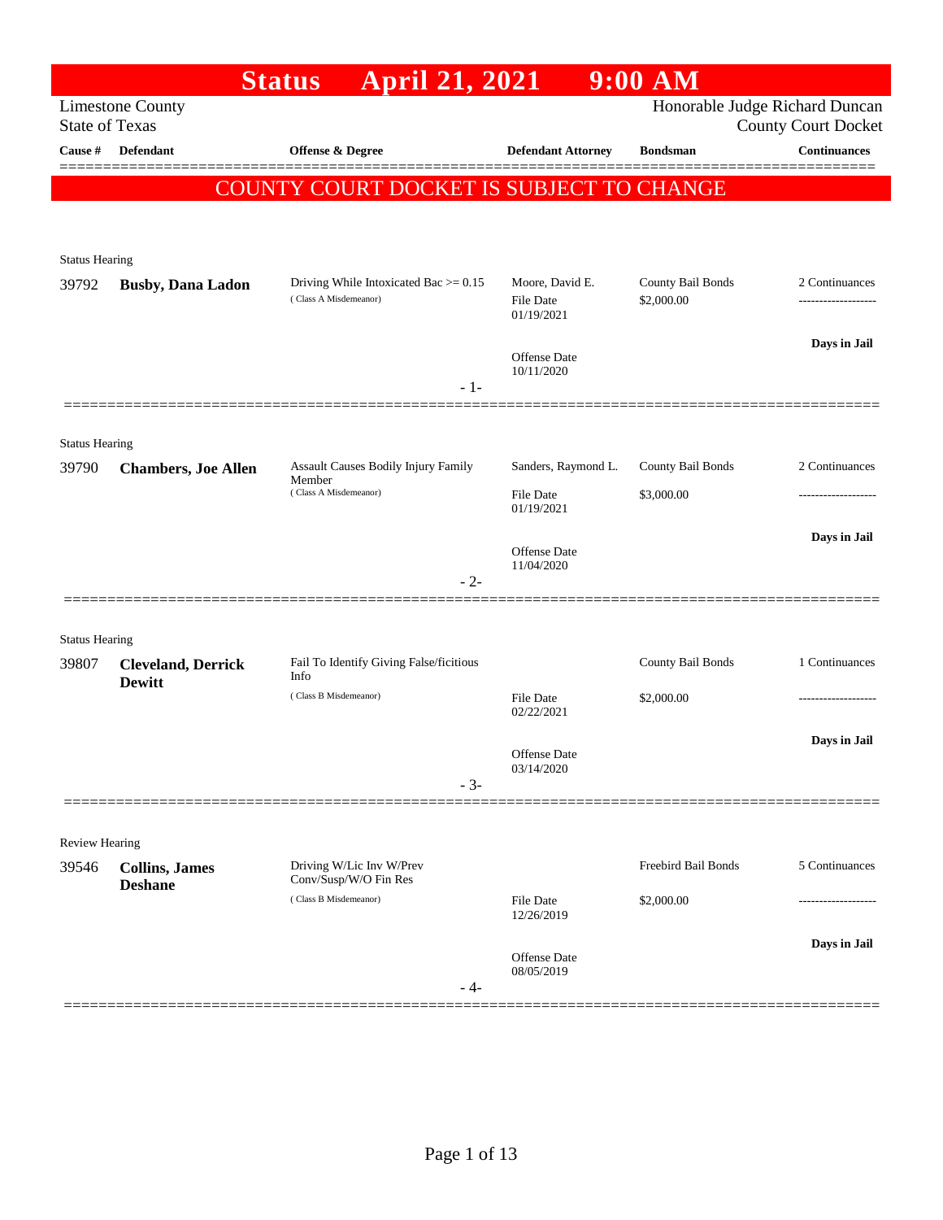# Status April 21, 2021 9:00 AM

Limestone County
State of Texas

Honorable Judge Richard Duncan
County Court Docket

## COUNTY COURT DOCKET IS SUBJECT TO CHANGE

| Cause # | Defendant | Offense & Degree | Defendant Attorney | Bondsman | Continuances |
|---|---|---|---|---|---|
| **Status Hearing** | | | | | |
| 39792 | **Busby, Dana Ladon** | Driving While Intoxicated Bac >= 0.15 (Class A Misdemeanor) | Moore, David E.<br>File Date 01/19/2021<br>Offense Date 10/11/2020 | County Bail Bonds<br>$2,000.00 | 2 Continuances<br>-------------------<br>**Days in Jail** |
| **Status Hearing** | | | | | |
| 39790 | **Chambers, Joe Allen** | Assault Causes Bodily Injury Family Member (Class A Misdemeanor) | Sanders, Raymond L.<br>File Date 01/19/2021<br>Offense Date 11/04/2020 | County Bail Bonds<br>$3,000.00 | 2 Continuances<br>-------------------<br>**Days in Jail** |
| **Status Hearing** | | | | | |
| 39807 | **Cleveland, Derrick Dewitt** | Fail To Identify Giving False/ficitious Info (Class B Misdemeanor) | File Date 02/22/2021<br>Offense Date 03/14/2020 | County Bail Bonds<br>$2,000.00 | 1 Continuances<br>-------------------<br>**Days in Jail** |
| **Review Hearing** | | | | | |
| 39546 | **Collins, James Deshane** | Driving W/Lic Inv W/Prev Conv/Susp/W/O Fin Res (Class B Misdemeanor) | File Date 12/26/2019<br>Offense Date 08/05/2019 | Freebird Bail Bonds<br>$2,000.00 | 5 Continuances<br>-------------------<br>**Days in Jail** |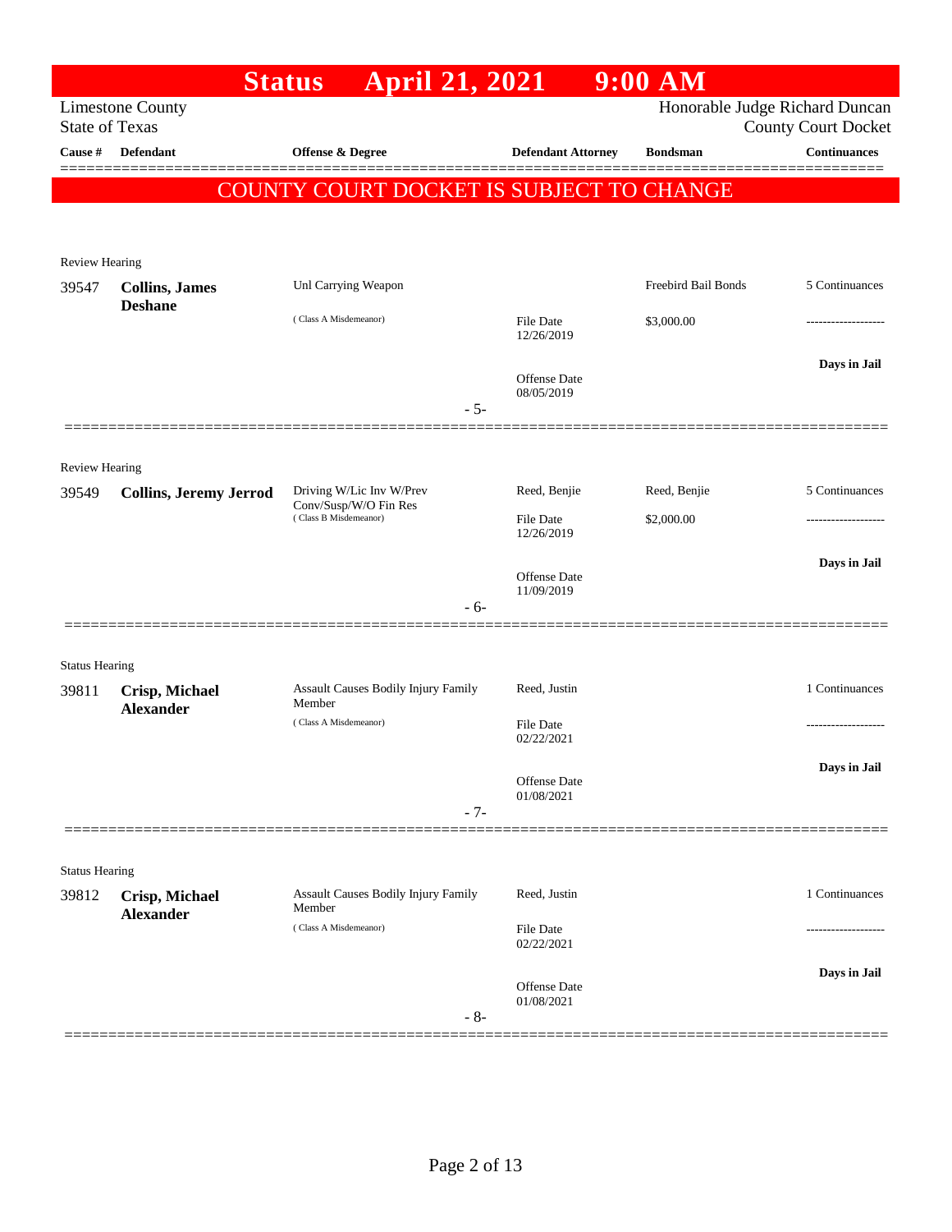# Status April 21, 2021 9:00 AM

Limestone County
State of Texas

Honorable Judge Richard Duncan
County Court Docket

| Cause # | Defendant | Offense & Degree | Defendant Attorney | Bondsman | Continuances |
|---|---|---|---|---|---|

**COUNTY COURT DOCKET IS SUBJECT TO CHANGE**

---

Review Hearing

| Cause # | Defendant | Offense & Degree | Defendant Attorney | Bondsman | Continuances |
|---|---|---|---|---|---|
| 39547 | **Collins, James Deshane** | Unl Carrying Weapon (Class A Misdemeanor) | | Freebird Bail Bonds | 5 Continuances |
| | | | File Date 12/26/2019 | $3,000.00 | ------------------- |
| | | | Offense Date 08/05/2019 | | **Days in Jail** |

- 5-

---

Review Hearing

| Cause # | Defendant | Offense & Degree | Defendant Attorney | Bondsman | Continuances |
|---|---|---|---|---|---|
| 39549 | **Collins, Jeremy Jerrod** | Driving W/Lic Inv W/Prev Conv/Susp/W/O Fin Res (Class B Misdemeanor) | Reed, Benjie | Reed, Benjie | 5 Continuances |
| | | | File Date 12/26/2019 | $2,000.00 | ------------------- |
| | | | Offense Date 11/09/2019 | | **Days in Jail** |

- 6-

---

Status Hearing

| Cause # | Defendant | Offense & Degree | Defendant Attorney | Bondsman | Continuances |
|---|---|---|---|---|---|
| 39811 | **Crisp, Michael Alexander** | Assault Causes Bodily Injury Family Member (Class A Misdemeanor) | Reed, Justin | | 1 Continuances |
| | | | File Date 02/22/2021 | | ------------------- |
| | | | Offense Date 01/08/2021 | | **Days in Jail** |

- 7-

---

Status Hearing

| Cause # | Defendant | Offense & Degree | Defendant Attorney | Bondsman | Continuances |
|---|---|---|---|---|---|
| 39812 | **Crisp, Michael Alexander** | Assault Causes Bodily Injury Family Member (Class A Misdemeanor) | Reed, Justin | | 1 Continuances |
| | | | File Date 02/22/2021 | | ------------------- |
| | | | Offense Date 01/08/2021 | | **Days in Jail** |

- 8-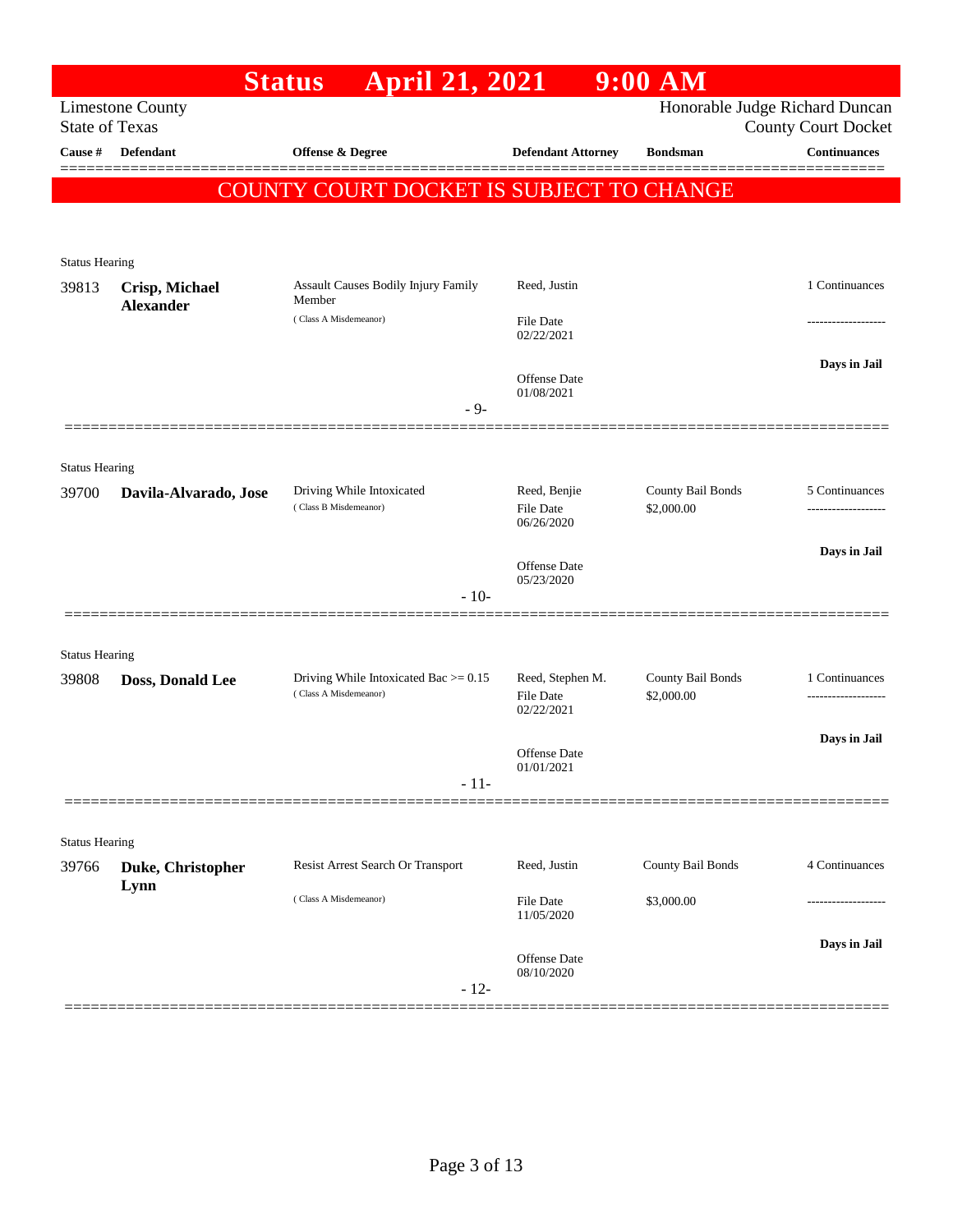# Status April 21, 2021 9:00 AM

Limestone County
State of Texas

Honorable Judge Richard Duncan
County Court Docket

**COUNTY COURT DOCKET IS SUBJECT TO CHANGE**

| Cause # | Defendant | Offense & Degree | Defendant Attorney | Bondsman | Continuances |
|---|---|---|---|---|---|
| Status Hearing | | | | | |
| 39813 | **Crisp, Michael Alexander** | Assault Causes Bodily Injury Family Member (Class A Misdemeanor) | Reed, Justin<br>File Date 02/22/2021<br>Offense Date 01/08/2021 | | 1 Continuances<br>-------------------<br>**Days in Jail** |
| | | - 9- | | | |
| Status Hearing | | | | | |
| 39700 | **Davila-Alvarado, Jose** | Driving While Intoxicated (Class B Misdemeanor) | Reed, Benjie<br>File Date 06/26/2020<br>Offense Date 05/23/2020 | County Bail Bonds<br>$2,000.00 | 5 Continuances<br>-------------------<br>**Days in Jail** |
| | | - 10- | | | |
| Status Hearing | | | | | |
| 39808 | **Doss, Donald Lee** | Driving While Intoxicated Bac >= 0.15 (Class A Misdemeanor) | Reed, Stephen M.<br>File Date 02/22/2021<br>Offense Date 01/01/2021 | County Bail Bonds<br>$2,000.00 | 1 Continuances<br>-------------------<br>**Days in Jail** |
| | | - 11- | | | |
| Status Hearing | | | | | |
| 39766 | **Duke, Christopher Lynn** | Resist Arrest Search Or Transport (Class A Misdemeanor) | Reed, Justin<br>File Date 11/05/2020<br>Offense Date 08/10/2020 | County Bail Bonds<br>$3,000.00 | 4 Continuances<br>-------------------<br>**Days in Jail** |
| | | - 12- | | | |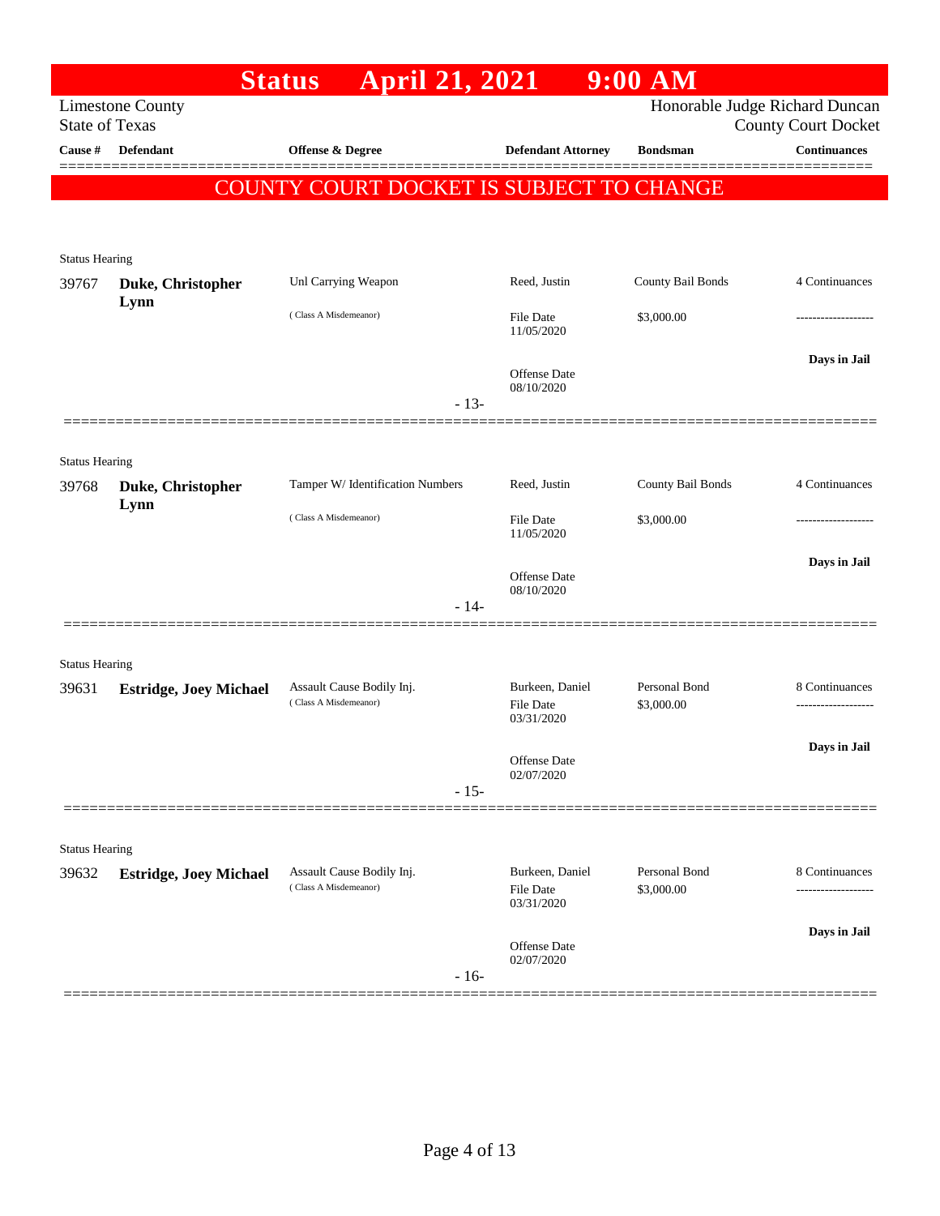# Status April 21, 2021 9:00 AM

Limestone County
State of Texas

Honorable Judge Richard Duncan
County Court Docket

| Cause # | Defendant | Offense & Degree | Defendant Attorney | Bondsman | Continuances |
|---|---|---|---|---|---|

**COUNTY COURT DOCKET IS SUBJECT TO CHANGE**

Status Hearing

| Cause # | Defendant | Offense & Degree | Defendant Attorney | Bondsman | Continuances |
|---|---|---|---|---|---|
| 39767 | **Duke, Christopher Lynn** | Unl Carrying Weapon (Class A Misdemeanor) | Reed, Justin<br>File Date 11/05/2020<br>Offense Date 08/10/2020 | County Bail Bonds<br>$3,000.00 | 4 Continuances<br>-------------------<br>**Days in Jail** |

- 13-

Status Hearing

| Cause # | Defendant | Offense & Degree | Defendant Attorney | Bondsman | Continuances |
|---|---|---|---|---|---|
| 39768 | **Duke, Christopher Lynn** | Tamper W/ Identification Numbers (Class A Misdemeanor) | Reed, Justin<br>File Date 11/05/2020<br>Offense Date 08/10/2020 | County Bail Bonds<br>$3,000.00 | 4 Continuances<br>-------------------<br>**Days in Jail** |

- 14-

Status Hearing

| Cause # | Defendant | Offense & Degree | Defendant Attorney | Bondsman | Continuances |
|---|---|---|---|---|---|
| 39631 | **Estridge, Joey Michael** | Assault Cause Bodily Inj. (Class A Misdemeanor) | Burkeen, Daniel<br>File Date 03/31/2020<br>Offense Date 02/07/2020 | Personal Bond<br>$3,000.00 | 8 Continuances<br>-------------------<br>**Days in Jail** |

- 15-

Status Hearing

| Cause # | Defendant | Offense & Degree | Defendant Attorney | Bondsman | Continuances |
|---|---|---|---|---|---|
| 39632 | **Estridge, Joey Michael** | Assault Cause Bodily Inj. (Class A Misdemeanor) | Burkeen, Daniel<br>File Date 03/31/2020<br>Offense Date 02/07/2020 | Personal Bond<br>$3,000.00 | 8 Continuances<br>-------------------<br>**Days in Jail** |

- 16-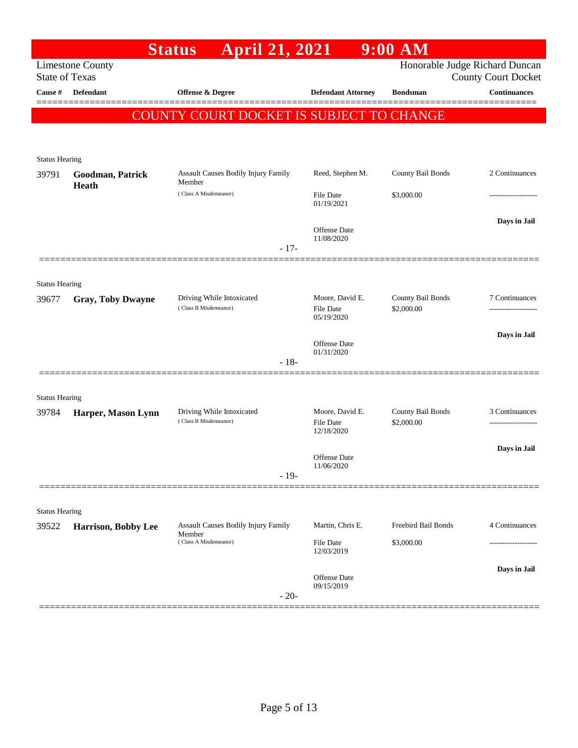# Status April 21, 2021 9:00 AM

Limestone County
State of Texas

Honorable Judge Richard Duncan
County Court Docket

**COUNTY COURT DOCKET IS SUBJECT TO CHANGE**

| Cause # | Defendant | Offense & Degree | Defendant Attorney | Bondsman | Continuances |
|---|---|---|---|---|---|
| Status Hearing | | | | | |
| 39791 | **Goodman, Patrick Heath** | Assault Causes Bodily Injury Family Member (Class A Misdemeanor) | Reed, Stephen M. | County Bail Bonds | 2 Continuances |
| | | | File Date 01/19/2021 | $3,000.00 | ------------------- |
| | | | Offense Date 11/08/2020 | | **Days in Jail** |
| | | - 17- | | | |
| Status Hearing | | | | | |
| 39677 | **Gray, Toby Dwayne** | Driving While Intoxicated (Class B Misdemeanor) | Moore, David E. | County Bail Bonds | 7 Continuances |
| | | | File Date 05/19/2020 | $2,000.00 | ------------------- |
| | | | Offense Date 01/31/2020 | | **Days in Jail** |
| | | - 18- | | | |
| Status Hearing | | | | | |
| 39784 | **Harper, Mason Lynn** | Driving While Intoxicated (Class B Misdemeanor) | Moore, David E. | County Bail Bonds | 3 Continuances |
| | | | File Date 12/18/2020 | $2,000.00 | ------------------- |
| | | | Offense Date 11/06/2020 | | **Days in Jail** |
| | | - 19- | | | |
| Status Hearing | | | | | |
| 39522 | **Harrison, Bobby Lee** | Assault Causes Bodily Injury Family Member (Class A Misdemeanor) | Martin, Chris E. | Freebird Bail Bonds | 4 Continuances |
| | | | File Date 12/03/2019 | $3,000.00 | ------------------- |
| | | | Offense Date 09/15/2019 | | **Days in Jail** |
| | | - 20- | | | |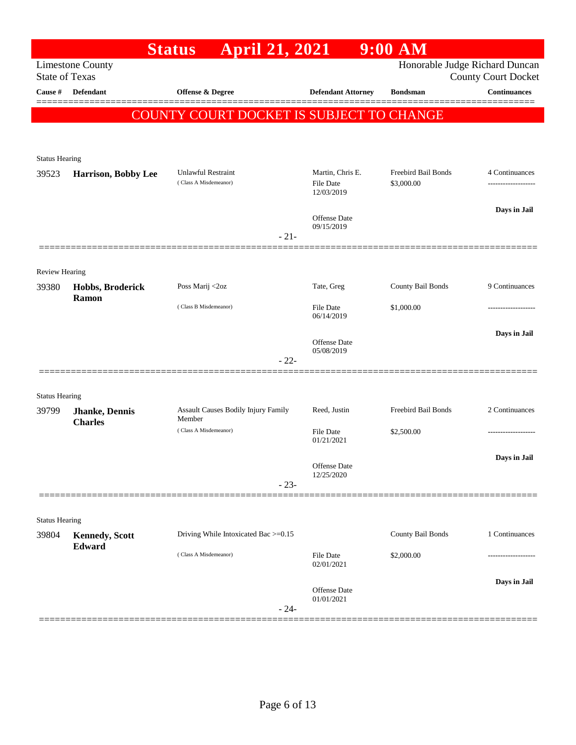# Status April 21, 2021 9:00 AM

Limestone County
State of Texas

Honorable Judge Richard Duncan
County Court Docket

| Cause # | Defendant | Offense & Degree | Defendant Attorney | Bondsman | Continuances |
|---|---|---|---|---|---|

**COUNTY COURT DOCKET IS SUBJECT TO CHANGE**

Status Hearing

| Cause # | Defendant | Offense & Degree | Defendant Attorney | Bondsman | Continuances |
|---|---|---|---|---|---|
| 39523 | **Harrison, Bobby Lee** | Unlawful Restraint (Class A Misdemeanor) | Martin, Chris E. | Freebird Bail Bonds | 4 Continuances |
| | | | File Date 12/03/2019 | $3,000.00 | ------------------- |
| | | | Offense Date 09/15/2019 | | Days in Jail |

- 21-

Review Hearing

| Cause # | Defendant | Offense & Degree | Defendant Attorney | Bondsman | Continuances |
|---|---|---|---|---|---|
| 39380 | **Hobbs, Broderick Ramon** | Poss Marij <2oz (Class B Misdemeanor) | Tate, Greg | County Bail Bonds | 9 Continuances |
| | | | File Date 06/14/2019 | $1,000.00 | ------------------- |
| | | | Offense Date 05/08/2019 | | Days in Jail |

- 22-

Status Hearing

| Cause # | Defendant | Offense & Degree | Defendant Attorney | Bondsman | Continuances |
|---|---|---|---|---|---|
| 39799 | **Jhanke, Dennis Charles** | Assault Causes Bodily Injury Family Member (Class A Misdemeanor) | Reed, Justin | Freebird Bail Bonds | 2 Continuances |
| | | | File Date 01/21/2021 | $2,500.00 | ------------------- |
| | | | Offense Date 12/25/2020 | | Days in Jail |

- 23-

Status Hearing

| Cause # | Defendant | Offense & Degree | Defendant Attorney | Bondsman | Continuances |
|---|---|---|---|---|---|
| 39804 | **Kennedy, Scott Edward** | Driving While Intoxicated Bac >=0.15 (Class A Misdemeanor) | | County Bail Bonds | 1 Continuances |
| | | | File Date 02/01/2021 | $2,000.00 | ------------------- |
| | | | Offense Date 01/01/2021 | | Days in Jail |

- 24-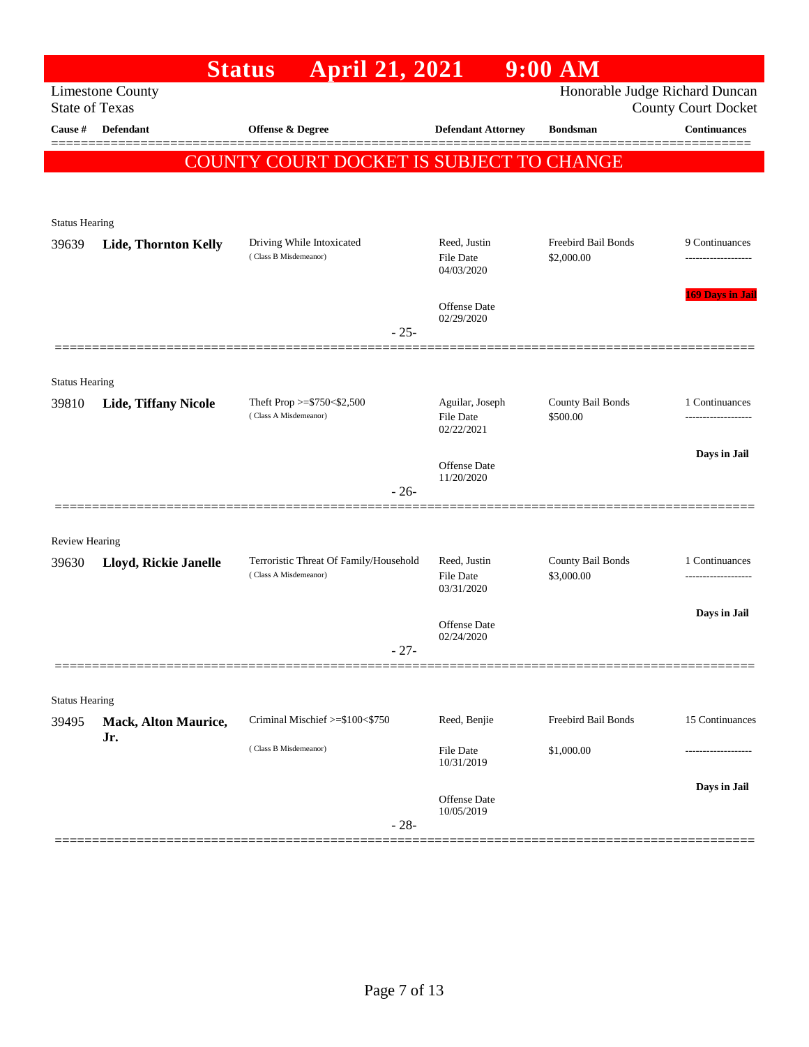# Status April 21, 2021 9:00 AM

Limestone County
State of Texas

Honorable Judge Richard Duncan
County Court Docket

**COUNTY COURT DOCKET IS SUBJECT TO CHANGE**

| Cause # | Defendant | Offense & Degree | Defendant Attorney | Bondsman | Continuances |
|---|---|---|---|---|---|
| **Status Hearing** | | | | | |
| 39639 | **Lide, Thornton Kelly** | Driving While Intoxicated (Class B Misdemeanor) | Reed, Justin<br>File Date 04/03/2020<br>Offense Date 02/29/2020 | Freebird Bail Bonds<br>$2,000.00 | 9 Continuances<br>169 Days in Jail |
| | | - 25- | | | |
| **Status Hearing** | | | | | |
| 39810 | **Lide, Tiffany Nicole** | Theft Prop >=$750<$2,500 (Class A Misdemeanor) | Aguilar, Joseph<br>File Date 02/22/2021<br>Offense Date 11/20/2020 | County Bail Bonds<br>$500.00 | 1 Continuances<br>Days in Jail |
| | | - 26- | | | |
| **Review Hearing** | | | | | |
| 39630 | **Lloyd, Rickie Janelle** | Terroristic Threat Of Family/Household (Class A Misdemeanor) | Reed, Justin<br>File Date 03/31/2020<br>Offense Date 02/24/2020 | County Bail Bonds<br>$3,000.00 | 1 Continuances<br>Days in Jail |
| | | - 27- | | | |
| **Status Hearing** | | | | | |
| 39495 | **Mack, Alton Maurice, Jr.** | Criminal Mischief >=$100<$750 (Class B Misdemeanor) | Reed, Benjie<br>File Date 10/31/2019<br>Offense Date 10/05/2019 | Freebird Bail Bonds<br>$1,000.00 | 15 Continuances<br>Days in Jail |
| | | - 28- | | | |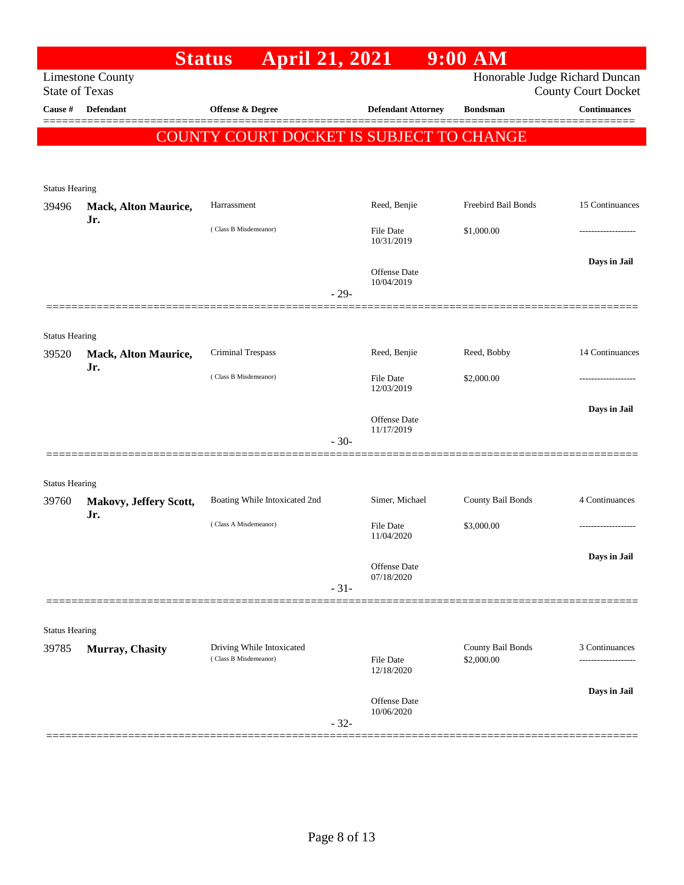# Status April 21, 2021 9:00 AM

Limestone County
State of Texas

Honorable Judge Richard Duncan
County Court Docket

| Cause # | Defendant | Offense & Degree | Defendant Attorney | Bondsman | Continuances |
|---|---|---|---|---|---|

**COUNTY COURT DOCKET IS SUBJECT TO CHANGE**

Status Hearing

| Cause # | Defendant | Offense & Degree | Defendant Attorney | Bondsman | Continuances |
|---|---|---|---|---|---|
| 39496 | **Mack, Alton Maurice, Jr.** | Harrassment (Class B Misdemeanor) | Reed, Benjie<br>File Date 10/31/2019<br>Offense Date 10/04/2019 | Freebird Bail Bonds<br>$1,000.00 | 15 Continuances<br>-------------------<br>**Days in Jail** |

- 29-

Status Hearing

| Cause # | Defendant | Offense & Degree | Defendant Attorney | Bondsman | Continuances |
|---|---|---|---|---|---|
| 39520 | **Mack, Alton Maurice, Jr.** | Criminal Trespass (Class B Misdemeanor) | Reed, Benjie<br>File Date 12/03/2019<br>Offense Date 11/17/2019 | Reed, Bobby<br>$2,000.00 | 14 Continuances<br>-------------------<br>**Days in Jail** |

- 30-

Status Hearing

| Cause # | Defendant | Offense & Degree | Defendant Attorney | Bondsman | Continuances |
|---|---|---|---|---|---|
| 39760 | **Makovy, Jeffery Scott, Jr.** | Boating While Intoxicated 2nd (Class A Misdemeanor) | Simer, Michael<br>File Date 11/04/2020<br>Offense Date 07/18/2020 | County Bail Bonds<br>$3,000.00 | 4 Continuances<br>-------------------<br>**Days in Jail** |

- 31-

Status Hearing

| Cause # | Defendant | Offense & Degree | Defendant Attorney | Bondsman | Continuances |
|---|---|---|---|---|---|
| 39785 | **Murray, Chasity** | Driving While Intoxicated (Class B Misdemeanor) | File Date 12/18/2020<br>Offense Date 10/06/2020 | County Bail Bonds<br>$2,000.00 | 3 Continuances<br>-------------------<br>**Days in Jail** |

- 32-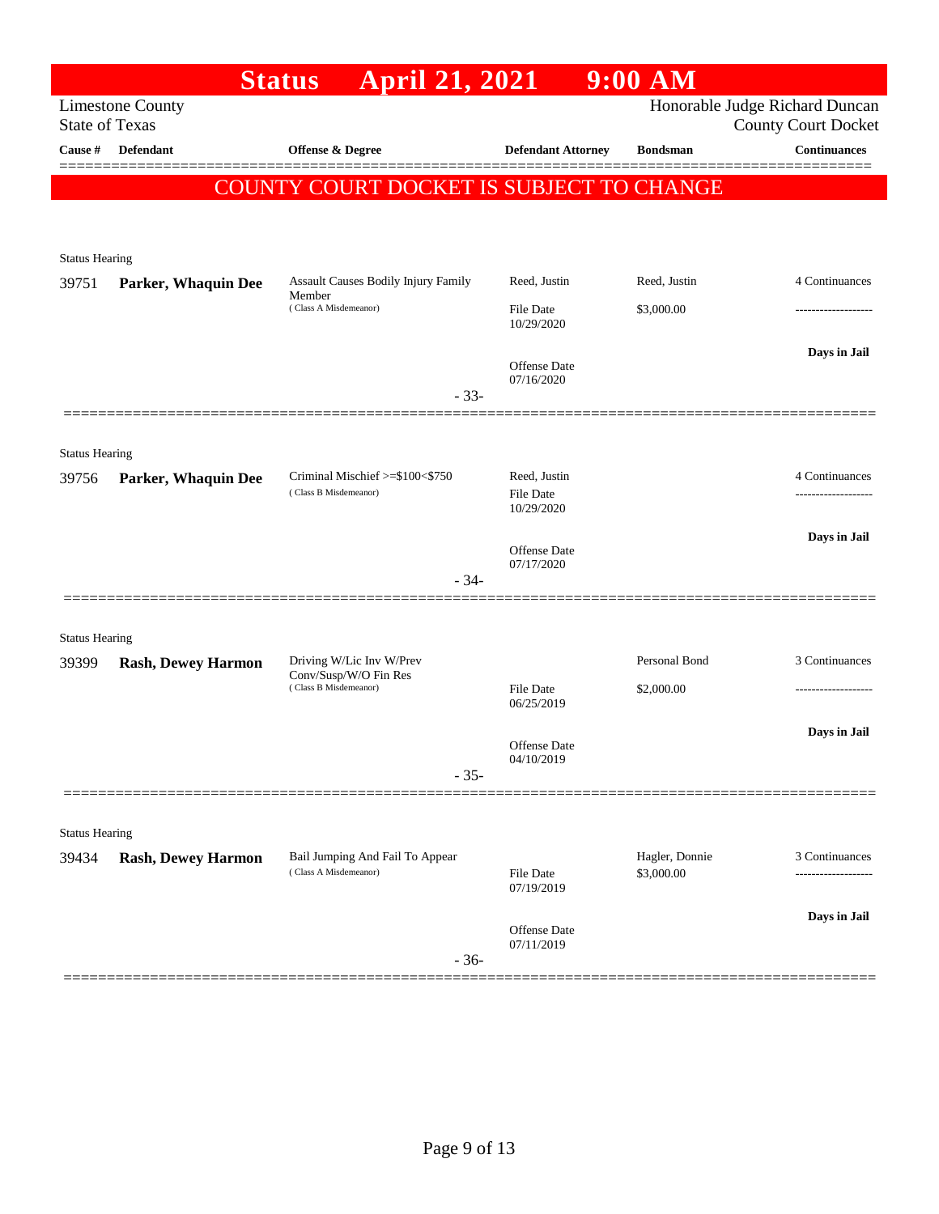# Status April 21, 2021 9:00 AM

Limestone County
State of Texas

Honorable Judge Richard Duncan
County Court Docket

| Cause # | Defendant | Offense & Degree | Defendant Attorney | Bondsman | Continuances |
|---|---|---|---|---|---|

**COUNTY COURT DOCKET IS SUBJECT TO CHANGE**

Status Hearing

| Cause # | Defendant | Offense & Degree | Defendant Attorney | Bondsman | Continuances |
|---|---|---|---|---|---|
| 39751 | **Parker, Whaquin Dee** | Assault Causes Bodily Injury Family Member (Class A Misdemeanor) | Reed, Justin | Reed, Justin | 4 Continuances |
| | | | File Date 10/29/2020 | $3,000.00 | ------------------- |
| | | | | | **Days in Jail** |
| | | | Offense Date 07/16/2020 | | |

- 33-

Status Hearing

| Cause # | Defendant | Offense & Degree | Defendant Attorney | Bondsman | Continuances |
|---|---|---|---|---|---|
| 39756 | **Parker, Whaquin Dee** | Criminal Mischief >=$100<$750 (Class B Misdemeanor) | Reed, Justin | | 4 Continuances |
| | | | File Date 10/29/2020 | | ------------------- |
| | | | | | **Days in Jail** |
| | | | Offense Date 07/17/2020 | | |

- 34-

Status Hearing

| Cause # | Defendant | Offense & Degree | Defendant Attorney | Bondsman | Continuances |
|---|---|---|---|---|---|
| 39399 | **Rash, Dewey Harmon** | Driving W/Lic Inv W/Prev Conv/Susp/W/O Fin Res (Class B Misdemeanor) | | Personal Bond | 3 Continuances |
| | | | File Date 06/25/2019 | $2,000.00 | ------------------- |
| | | | | | **Days in Jail** |
| | | | Offense Date 04/10/2019 | | |

- 35-

Status Hearing

| Cause # | Defendant | Offense & Degree | Defendant Attorney | Bondsman | Continuances |
|---|---|---|---|---|---|
| 39434 | **Rash, Dewey Harmon** | Bail Jumping And Fail To Appear (Class A Misdemeanor) | | Hagler, Donnie | 3 Continuances |
| | | | File Date 07/19/2019 | $3,000.00 | ------------------- |
| | | | | | **Days in Jail** |
| | | | Offense Date 07/11/2019 | | |

- 36-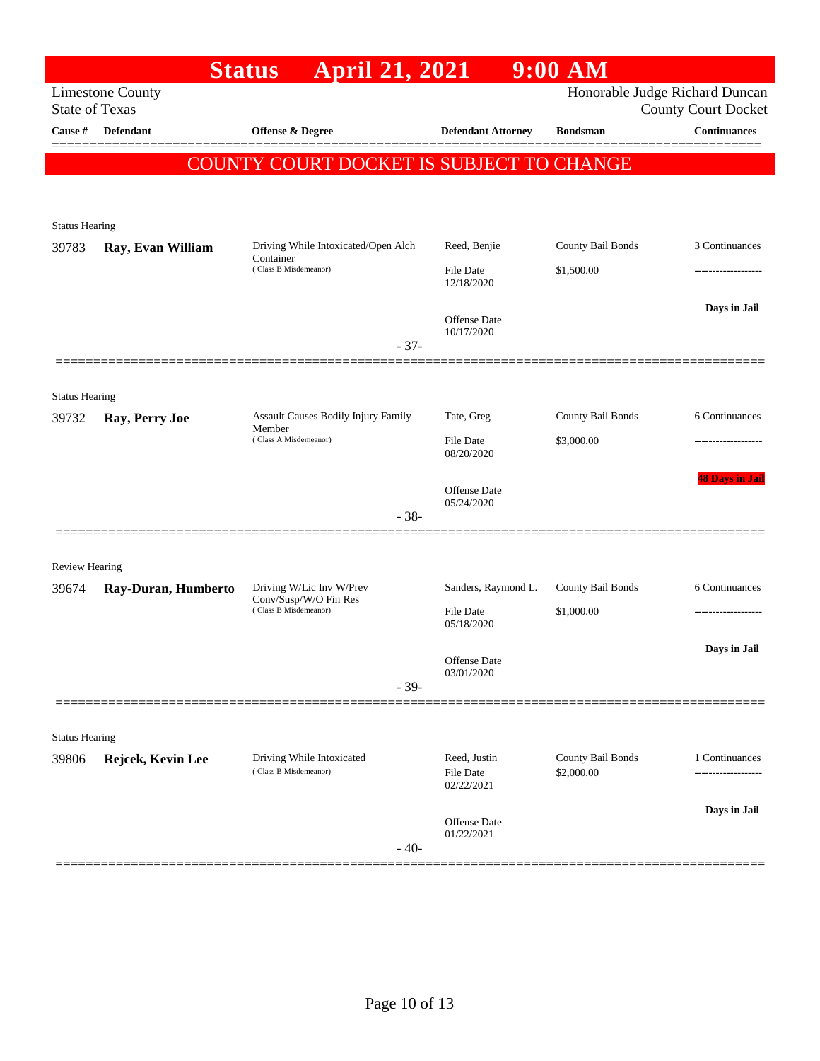# Status April 21, 2021 9:00 AM

Limestone County
State of Texas

Honorable Judge Richard Duncan
County Court Docket

| Cause # | Defendant | Offense & Degree | Defendant Attorney | Bondsman | Continuances |
|---|---|---|---|---|---|

**COUNTY COURT DOCKET IS SUBJECT TO CHANGE**

Status Hearing

| Cause # | Defendant | Offense & Degree | Defendant Attorney | Bondsman | Continuances |
|---|---|---|---|---|---|
| 39783 | **Ray, Evan William** | Driving While Intoxicated/Open Alch Container (Class B Misdemeanor) | Reed, Benjie | County Bail Bonds | 3 Continuances |
| | | | File Date 12/18/2020 | $1,500.00 | ------------------- |
| | | | Offense Date 10/17/2020 | | **Days in Jail** |

- 37-

Status Hearing

| Cause # | Defendant | Offense & Degree | Defendant Attorney | Bondsman | Continuances |
|---|---|---|---|---|---|
| 39732 | **Ray, Perry Joe** | Assault Causes Bodily Injury Family Member (Class A Misdemeanor) | Tate, Greg | County Bail Bonds | 6 Continuances |
| | | | File Date 08/20/2020 | $3,000.00 | ------------------- |
| | | | Offense Date 05/24/2020 | | **48 Days in Jail** |

- 38-

Review Hearing

| Cause # | Defendant | Offense & Degree | Defendant Attorney | Bondsman | Continuances |
|---|---|---|---|---|---|
| 39674 | **Ray-Duran, Humberto** | Driving W/Lic Inv W/Prev Conv/Susp/W/O Fin Res (Class B Misdemeanor) | Sanders, Raymond L. | County Bail Bonds | 6 Continuances |
| | | | File Date 05/18/2020 | $1,000.00 | ------------------- |
| | | | Offense Date 03/01/2020 | | **Days in Jail** |

- 39-

Status Hearing

| Cause # | Defendant | Offense & Degree | Defendant Attorney | Bondsman | Continuances |
|---|---|---|---|---|---|
| 39806 | **Rejcek, Kevin Lee** | Driving While Intoxicated (Class B Misdemeanor) | Reed, Justin | County Bail Bonds | 1 Continuances |
| | | | File Date 02/22/2021 | $2,000.00 | ------------------- |
| | | | Offense Date 01/22/2021 | | **Days in Jail** |

- 40-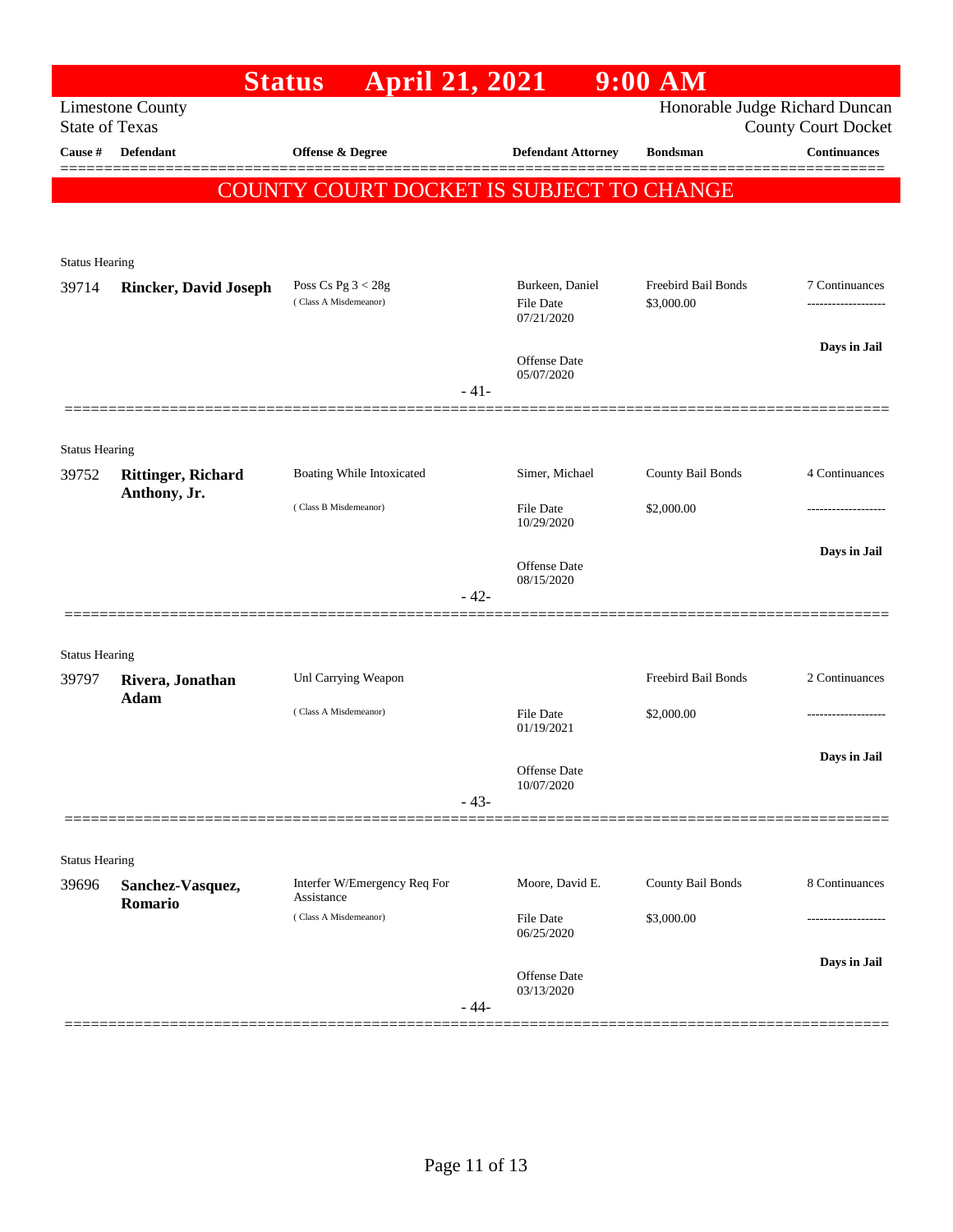# Status April 21, 2021 9:00 AM

Limestone County
State of Texas

Honorable Judge Richard Duncan
County Court Docket

**COUNTY COURT DOCKET IS SUBJECT TO CHANGE**

| Cause # | Defendant | Offense & Degree | Defendant Attorney | Bondsman | Continuances |
|---|---|---|---|---|---|
| Status Hearing | | | | | |
| 39714 | **Rincker, David Joseph** | Poss Cs Pg 3 < 28g (Class A Misdemeanor) | Burkeen, Daniel<br>File Date 07/21/2020<br>Offense Date 05/07/2020 | Freebird Bail Bonds<br>$3,000.00 | 7 Continuances<br>-------------------<br>**Days in Jail** |
| | | | - 41- | | |
| Status Hearing | | | | | |
| 39752 | **Rittinger, Richard Anthony, Jr.** | Boating While Intoxicated (Class B Misdemeanor) | Simer, Michael<br>File Date 10/29/2020<br>Offense Date 08/15/2020 | County Bail Bonds<br>$2,000.00 | 4 Continuances<br>-------------------<br>**Days in Jail** |
| | | | - 42- | | |
| Status Hearing | | | | | |
| 39797 | **Rivera, Jonathan Adam** | Unl Carrying Weapon (Class A Misdemeanor) | File Date 01/19/2021<br>Offense Date 10/07/2020 | Freebird Bail Bonds<br>$2,000.00 | 2 Continuances<br>-------------------<br>**Days in Jail** |
| | | | - 43- | | |
| Status Hearing | | | | | |
| 39696 | **Sanchez-Vasquez, Romario** | Interfer W/Emergency Req For Assistance (Class A Misdemeanor) | Moore, David E.<br>File Date 06/25/2020<br>Offense Date 03/13/2020 | County Bail Bonds<br>$3,000.00 | 8 Continuances<br>-------------------<br>**Days in Jail** |
| | | | - 44- | | |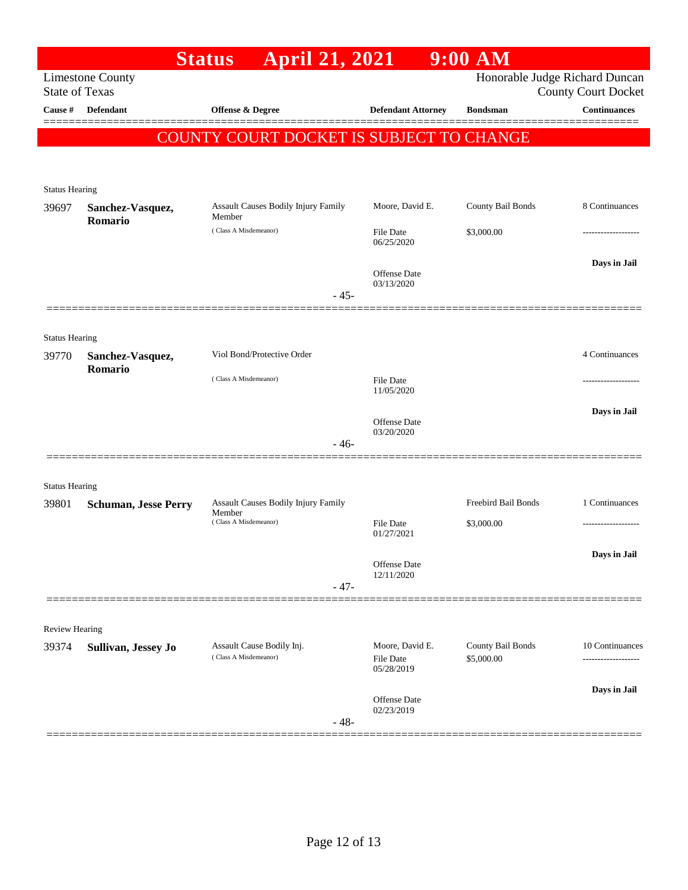# Status April 21, 2021 9:00 AM

Limestone County
State of Texas

Honorable Judge Richard Duncan
County Court Docket

| Cause # | Defendant | Offense & Degree | Defendant Attorney | Bondsman | Continuances |
|---|---|---|---|---|---|

**COUNTY COURT DOCKET IS SUBJECT TO CHANGE**

---

Status Hearing

| Cause # | Defendant | Offense & Degree | Defendant Attorney | Bondsman | Continuances |
|---|---|---|---|---|---|
| 39697 | **Sanchez-Vasquez, Romario** | Assault Causes Bodily Injury Family Member (Class A Misdemeanor) | Moore, David E. | County Bail Bonds | 8 Continuances |
| | | | File Date 06/25/2020 | $3,000.00 | ------------------- |
| | | | Offense Date 03/13/2020 | | **Days in Jail** |

- 45-

---

Status Hearing

| Cause # | Defendant | Offense & Degree | Defendant Attorney | Bondsman | Continuances |
|---|---|---|---|---|---|
| 39770 | **Sanchez-Vasquez, Romario** | Viol Bond/Protective Order (Class A Misdemeanor) | | | 4 Continuances |
| | | | File Date 11/05/2020 | | ------------------- |
| | | | Offense Date 03/20/2020 | | **Days in Jail** |

- 46-

---

Status Hearing

| Cause # | Defendant | Offense & Degree | Defendant Attorney | Bondsman | Continuances |
|---|---|---|---|---|---|
| 39801 | **Schuman, Jesse Perry** | Assault Causes Bodily Injury Family Member (Class A Misdemeanor) | | Freebird Bail Bonds | 1 Continuances |
| | | | File Date 01/27/2021 | $3,000.00 | ------------------- |
| | | | Offense Date 12/11/2020 | | **Days in Jail** |

- 47-

---

Review Hearing

| Cause # | Defendant | Offense & Degree | Defendant Attorney | Bondsman | Continuances |
|---|---|---|---|---|---|
| 39374 | **Sullivan, Jessey Jo** | Assault Cause Bodily Inj. (Class A Misdemeanor) | Moore, David E. | County Bail Bonds | 10 Continuances |
| | | | File Date 05/28/2019 | $5,000.00 | ------------------- |
| | | | Offense Date 02/23/2019 | | **Days in Jail** |

- 48-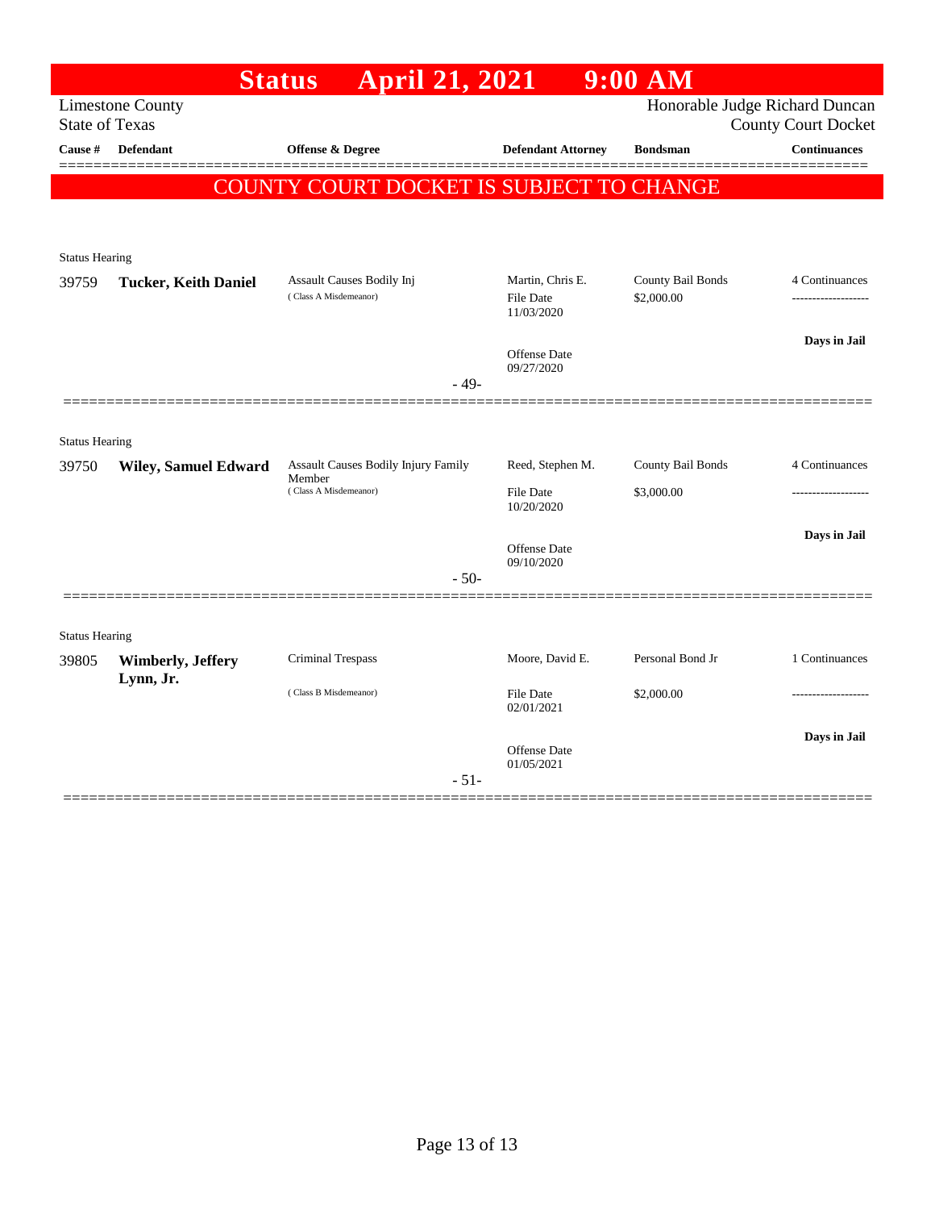# Status April 21, 2021 9:00 AM

Limestone County
State of Texas

Honorable Judge Richard Duncan
County Court Docket

| Cause # | Defendant | Offense & Degree | Defendant Attorney | Bondsman | Continuances |
|---|---|---|---|---|---|

**COUNTY COURT DOCKET IS SUBJECT TO CHANGE**

Status Hearing

| Cause # | Defendant | Offense & Degree | Defendant Attorney | Bondsman | Continuances |
|---|---|---|---|---|---|
| 39759 | **Tucker, Keith Daniel** | Assault Causes Bodily Inj (Class A Misdemeanor) | Martin, Chris E.<br>File Date 11/03/2020<br>Offense Date 09/27/2020 | County Bail Bonds<br>$2,000.00 | 4 Continuances<br>-------------------<br>**Days in Jail** |

- 49-

Status Hearing

| Cause # | Defendant | Offense & Degree | Defendant Attorney | Bondsman | Continuances |
|---|---|---|---|---|---|
| 39750 | **Wiley, Samuel Edward** | Assault Causes Bodily Injury Family Member (Class A Misdemeanor) | Reed, Stephen M.<br>File Date 10/20/2020<br>Offense Date 09/10/2020 | County Bail Bonds<br>$3,000.00 | 4 Continuances<br>-------------------<br>**Days in Jail** |

- 50-

Status Hearing

| Cause # | Defendant | Offense & Degree | Defendant Attorney | Bondsman | Continuances |
|---|---|---|---|---|---|
| 39805 | **Wimberly, Jeffery Lynn, Jr.** | Criminal Trespass (Class B Misdemeanor) | Moore, David E.<br>File Date 02/01/2021<br>Offense Date 01/05/2021 | Personal Bond Jr<br>$2,000.00 | 1 Continuances<br>-------------------<br>**Days in Jail** |

- 51-